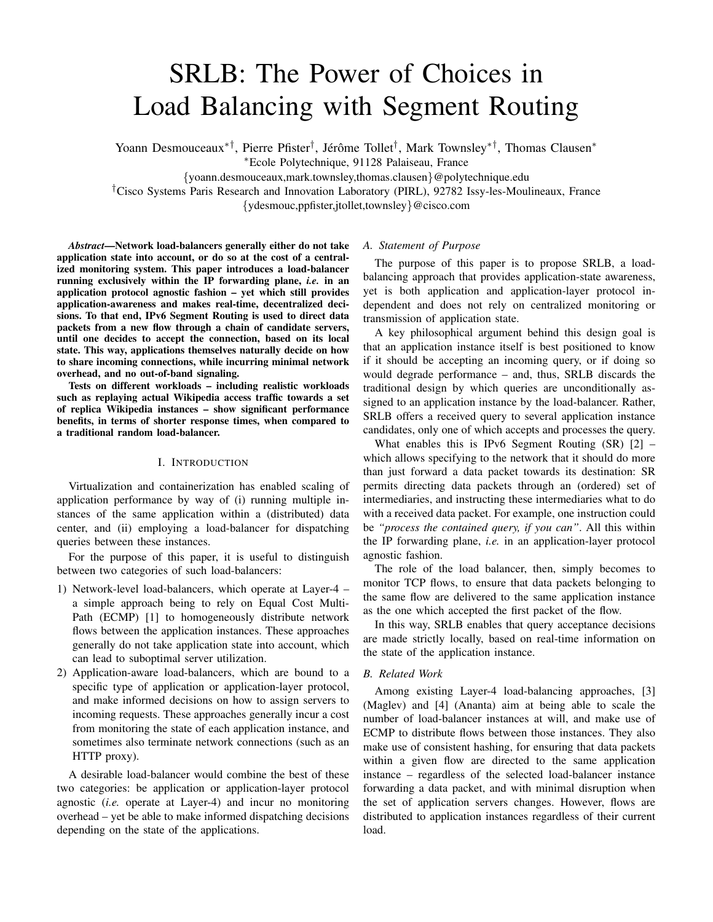# SRLB: The Power of Choices in Load Balancing with Segment Routing

Yoann Desmouceaux[*†], Pierre Pfister[†], Jérôme Tollet[†], Mark Townsley[*†], Thomas Clausen[*]

[*]Ecole Polytechnique, 91128 Palaiseau, France

{yoann.desmouceaux,mark.townsley,thomas.clausen}@polytechnique.edu

[†]Cisco Systems Paris Research and Innovation Laboratory (PIRL), 92782 Issy-les-Moulineaux, France

{ydesmouc,ppfister,jtollet,townsley}@cisco.com

***Abstract*—Network load-balancers generally either do not take application state into account, or do so at the cost of a centralized monitoring system. This paper introduces a load-balancer running exclusively within the IP forwarding plane, *i.e.* in an application protocol agnostic fashion – yet which still provides application-awareness and makes real-time, decentralized decisions. To that end, IPv6 Segment Routing is used to direct data packets from a new flow through a chain of candidate servers, until one decides to accept the connection, based on its local state. This way, applications themselves naturally decide on how to share incoming connections, while incurring minimal network overhead, and no out-of-band signaling.**

**Tests on different workloads – including realistic workloads such as replaying actual Wikipedia access traffic towards a set of replica Wikipedia instances – show significant performance benefits, in terms of shorter response times, when compared to a traditional random load-balancer.**

## I. Introduction

Virtualization and containerization has enabled scaling of application performance by way of (i) running multiple instances of the same application within a (distributed) data center, and (ii) employing a load-balancer for dispatching queries between these instances.

For the purpose of this paper, it is useful to distinguish between two categories of such load-balancers:

1) Network-level load-balancers, which operate at Layer-4 – a simple approach being to rely on Equal Cost Multi-Path (ECMP) [1] to homogeneously distribute network flows between the application instances. These approaches generally do not take application state into account, which can lead to suboptimal server utilization.
2) Application-aware load-balancers, which are bound to a specific type of application or application-layer protocol, and make informed decisions on how to assign servers to incoming requests. These approaches generally incur a cost from monitoring the state of each application instance, and sometimes also terminate network connections (such as an HTTP proxy).

A desirable load-balancer would combine the best of these two categories: be application or application-layer protocol agnostic (*i.e.* operate at Layer-4) and incur no monitoring overhead – yet be able to make informed dispatching decisions depending on the state of the applications.

### A. Statement of Purpose

The purpose of this paper is to propose SRLB, a load-balancing approach that provides application-state awareness, yet is both application and application-layer protocol independent and does not rely on centralized monitoring or transmission of application state.

A key philosophical argument behind this design goal is that an application instance itself is best positioned to know if it should be accepting an incoming query, or if doing so would degrade performance – and, thus, SRLB discards the traditional design by which queries are unconditionally assigned to an application instance by the load-balancer. Rather, SRLB offers a received query to several application instance candidates, only one of which accepts and processes the query.

What enables this is IPv6 Segment Routing (SR) [2] – which allows specifying to the network that it should do more than just forward a data packet towards its destination: SR permits directing data packets through an (ordered) set of intermediaries, and instructing these intermediaries what to do with a received data packet. For example, one instruction could be *"process the contained query, if you can"*. All this within the IP forwarding plane, *i.e.* in an application-layer protocol agnostic fashion.

The role of the load balancer, then, simply becomes to monitor TCP flows, to ensure that data packets belonging to the same flow are delivered to the same application instance as the one which accepted the first packet of the flow.

In this way, SRLB enables that query acceptance decisions are made strictly locally, based on real-time information on the state of the application instance.

### B. Related Work

Among existing Layer-4 load-balancing approaches, [3] (Maglev) and [4] (Ananta) aim at being able to scale the number of load-balancer instances at will, and make use of ECMP to distribute flows between those instances. They also make use of consistent hashing, for ensuring that data packets within a given flow are directed to the same application instance – regardless of the selected load-balancer instance forwarding a data packet, and with minimal disruption when the set of application servers changes. However, flows are distributed to application instances regardless of their current load.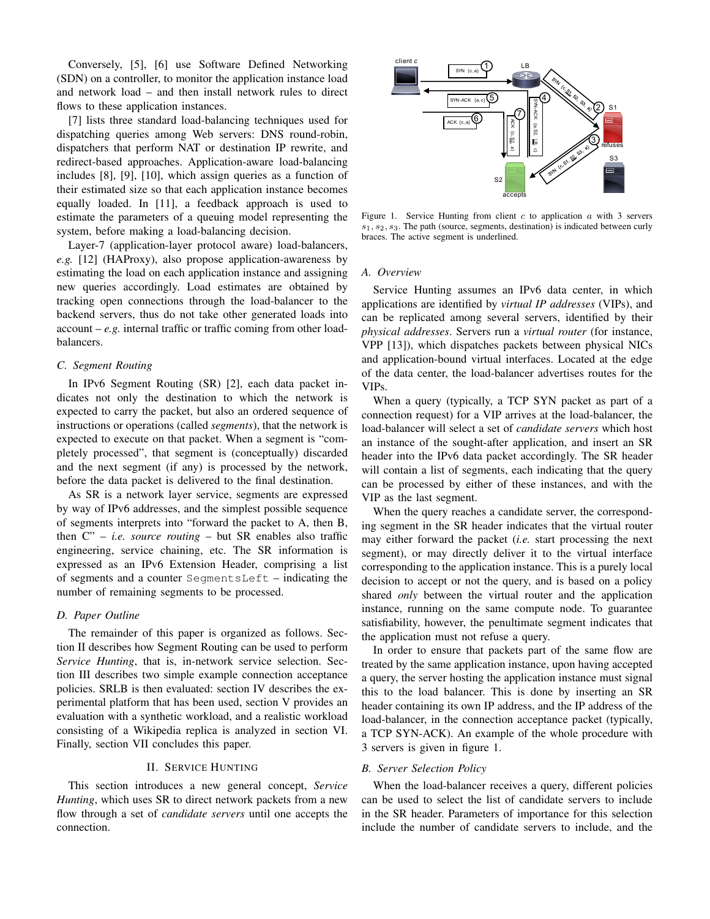Conversely, [5], [6] use Software Defined Networking (SDN) on a controller, to monitor the application instance load and network load – and then install network rules to direct flows to these application instances.

[7] lists three standard load-balancing techniques used for dispatching queries among Web servers: DNS round-robin, dispatchers that perform NAT or destination IP rewrite, and redirect-based approaches. Application-aware load-balancing includes [8], [9], [10], which assign queries as a function of their estimated size so that each application instance becomes equally loaded. In [11], a feedback approach is used to estimate the parameters of a queuing model representing the system, before making a load-balancing decision.

Layer-7 (application-layer protocol aware) load-balancers, *e.g.* [12] (HAProxy), also propose application-awareness by estimating the load on each application instance and assigning new queries accordingly. Load estimates are obtained by tracking open connections through the load-balancer to the backend servers, thus do not take other generated loads into account – *e.g.* internal traffic or traffic coming from other load-balancers.

### C. Segment Routing

In IPv6 Segment Routing (SR) [2], each data packet indicates not only the destination to which the network is expected to carry the packet, but also an ordered sequence of instructions or operations (called *segments*), that the network is expected to execute on that packet. When a segment is "completely processed", that segment is (conceptually) discarded and the next segment (if any) is processed by the network, before the data packet is delivered to the final destination.

As SR is a network layer service, segments are expressed by way of IPv6 addresses, and the simplest possible sequence of segments interprets into "forward the packet to A, then B, then C" – *i.e. source routing* – but SR enables also traffic engineering, service chaining, etc. The SR information is expressed as an IPv6 Extension Header, comprising a list of segments and a counter `SegmentsLeft` – indicating the number of remaining segments to be processed.

### D. Paper Outline

The remainder of this paper is organized as follows. Section II describes how Segment Routing can be used to perform *Service Hunting*, that is, in-network service selection. Section III describes two simple example connection acceptance policies. SRLB is then evaluated: section IV describes the experimental platform that has been used, section V provides an evaluation with a synthetic workload, and a realistic workload consisting of a Wikipedia replica is analyzed in section VI. Finally, section VII concludes this paper.

## II. Service Hunting

This section introduces a new general concept, *Service Hunting*, which uses SR to direct network packets from a new flow through a set of *candidate servers* until one accepts the connection.

Figure 1. Service Hunting from client $c$ to application $a$ with 3 servers $s_1, s_2, s_3$. The path (source, segments, destination) is indicated between curly braces. The active segment is underlined.

### A. Overview

Service Hunting assumes an IPv6 data center, in which applications are identified by *virtual IP addresses* (VIPs), and can be replicated among several servers, identified by their *physical addresses*. Servers run a *virtual router* (for instance, VPP [13]), which dispatches packets between physical NICs and application-bound virtual interfaces. Located at the edge of the data center, the load-balancer advertises routes for the VIPs.

When a query (typically, a TCP SYN packet as part of a connection request) for a VIP arrives at the load-balancer, the load-balancer will select a set of *candidate servers* which host an instance of the sought-after application, and insert an SR header into the IPv6 data packet accordingly. The SR header will contain a list of segments, each indicating that the query can be processed by either of these instances, and with the VIP as the last segment.

When the query reaches a candidate server, the corresponding segment in the SR header indicates that the virtual router may either forward the packet (*i.e.* start processing the next segment), or may directly deliver it to the virtual interface corresponding to the application instance. This is a purely local decision to accept or not the query, and is based on a policy shared *only* between the virtual router and the application instance, running on the same compute node. To guarantee satisfiability, however, the penultimate segment indicates that the application must not refuse a query.

In order to ensure that packets part of the same flow are treated by the same application instance, upon having accepted a query, the server hosting the application instance must signal this to the load balancer. This is done by inserting an SR header containing its own IP address, and the IP address of the load-balancer, in the connection acceptance packet (typically, a TCP SYN-ACK). An example of the whole procedure with 3 servers is given in figure 1.

### B. Server Selection Policy

When the load-balancer receives a query, different policies can be used to select the list of candidate servers to include in the SR header. Parameters of importance for this selection include the number of candidate servers to include, and the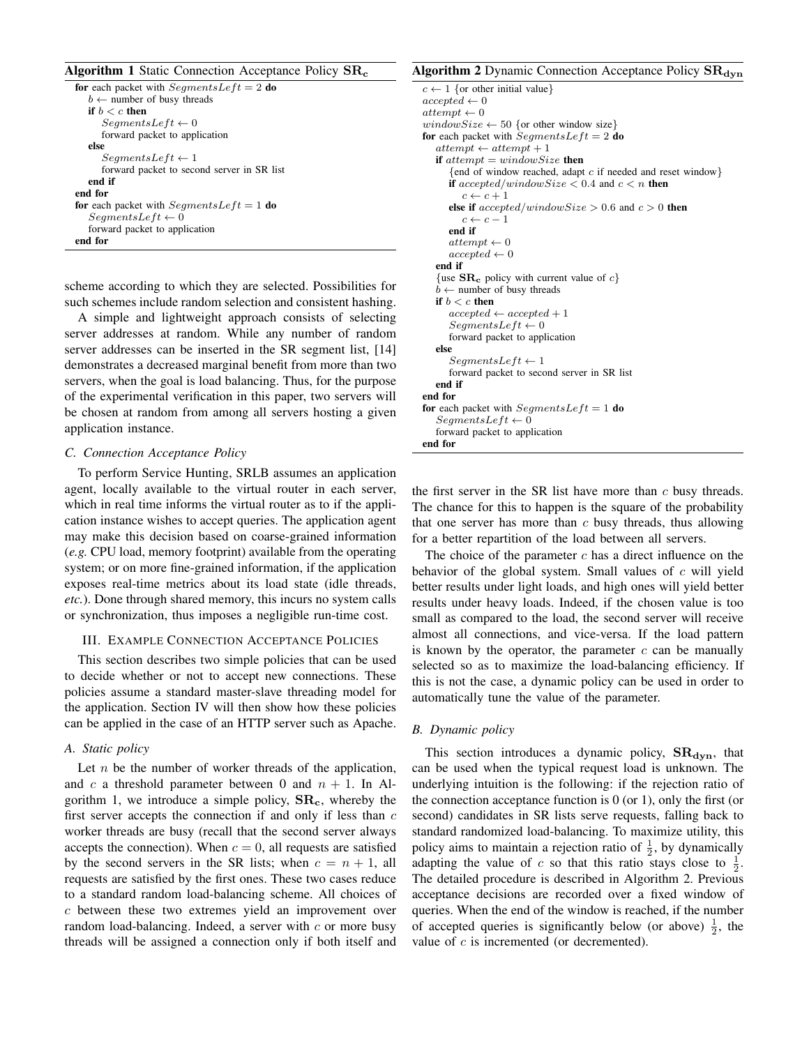**Algorithm 1** Static Connection Acceptance Policy $\mathbf{SR_c}$

```
for each packet with SegmentsLeft = 2 do
    b ← number of busy threads
    if b < c then
        SegmentsLeft ← 0
        forward packet to application
    else
        SegmentsLeft ← 1
        forward packet to second server in SR list
    end if
end for
for each packet with SegmentsLeft = 1 do
    SegmentsLeft ← 0
    forward packet to application
end for
```

scheme according to which they are selected. Possibilities for such schemes include random selection and consistent hashing.

A simple and lightweight approach consists of selecting server addresses at random. While any number of random server addresses can be inserted in the SR segment list, [14] demonstrates a decreased marginal benefit from more than two servers, when the goal is load balancing. Thus, for the purpose of the experimental verification in this paper, two servers will be chosen at random from among all servers hosting a given application instance.

### C. Connection Acceptance Policy

To perform Service Hunting, SRLB assumes an application agent, locally available to the virtual router in each server, which in real time informs the virtual router as to if the application instance wishes to accept queries. The application agent may make this decision based on coarse-grained information (*e.g.* CPU load, memory footprint) available from the operating system; or on more fine-grained information, if the application exposes real-time metrics about its load state (idle threads, *etc.*). Done through shared memory, this incurs no system calls or synchronization, thus imposes a negligible run-time cost.

## III. Example Connection Acceptance Policies

This section describes two simple policies that can be used to decide whether or not to accept new connections. These policies assume a standard master-slave threading model for the application. Section IV will then show how these policies can be applied in the case of an HTTP server such as Apache.

### A. Static policy

Let $n$ be the number of worker threads of the application, and $c$ a threshold parameter between 0 and $n+1$. In Algorithm 1, we introduce a simple policy, $\mathbf{SR_c}$, whereby the first server accepts the connection if and only if less than $c$ worker threads are busy (recall that the second server always accepts the connection). When $c = 0$, all requests are satisfied by the second servers in the SR lists; when $c = n+1$, all requests are satisfied by the first ones. These two cases reduce to a standard random load-balancing scheme. All choices of $c$ between these two extremes yield an improvement over random load-balancing. Indeed, a server with $c$ or more busy threads will be assigned a connection only if both itself and the first server in the SR list have more than $c$ busy threads. The chance for this to happen is the square of the probability that one server has more than $c$ busy threads, thus allowing for a better repartition of the load between all servers.

The choice of the parameter $c$ has a direct influence on the behavior of the global system. Small values of $c$ will yield better results under light loads, and high ones will yield better results under heavy loads. Indeed, if the chosen value is too small as compared to the load, the second server will receive almost all connections, and vice-versa. If the load pattern is known by the operator, the parameter $c$ can be manually selected so as to maximize the load-balancing efficiency. If this is not the case, a dynamic policy can be used in order to automatically tune the value of the parameter.

**Algorithm 2** Dynamic Connection Acceptance Policy $\mathbf{SR_{dyn}}$

```
c ← 1 {or other initial value}
accepted ← 0
attempt ← 0
windowSize ← 50 {or other window size}
for each packet with SegmentsLeft = 2 do
    attempt ← attempt + 1
    if attempt = windowSize then
        {end of window reached, adapt c if needed and reset window}
        if accepted/windowSize < 0.4 and c < n then
            c ← c + 1
        else if accepted/windowSize > 0.6 and c > 0 then
            c ← c − 1
        end if
        attempt ← 0
        accepted ← 0
    end if
    {use SR_c policy with current value of c}
    b ← number of busy threads
    if b < c then
        accepted ← accepted + 1
        SegmentsLeft ← 0
        forward packet to application
    else
        SegmentsLeft ← 1
        forward packet to second server in SR list
    end if
end for
for each packet with SegmentsLeft = 1 do
    SegmentsLeft ← 0
    forward packet to application
end for
```

### B. Dynamic policy

This section introduces a dynamic policy, $\mathbf{SR_{dyn}}$, that can be used when the typical request load is unknown. The underlying intuition is the following: if the rejection ratio of the connection acceptance function is 0 (or 1), only the first (or second) candidates in SR lists serve requests, falling back to standard randomized load-balancing. To maximize utility, this policy aims to maintain a rejection ratio of $\frac{1}{2}$, by dynamically adapting the value of $c$ so that this ratio stays close to $\frac{1}{2}$. The detailed procedure is described in Algorithm 2. Previous acceptance decisions are recorded over a fixed window of queries. When the end of the window is reached, if the number of accepted queries is significantly below (or above) $\frac{1}{2}$, the value of $c$ is incremented (or decremented).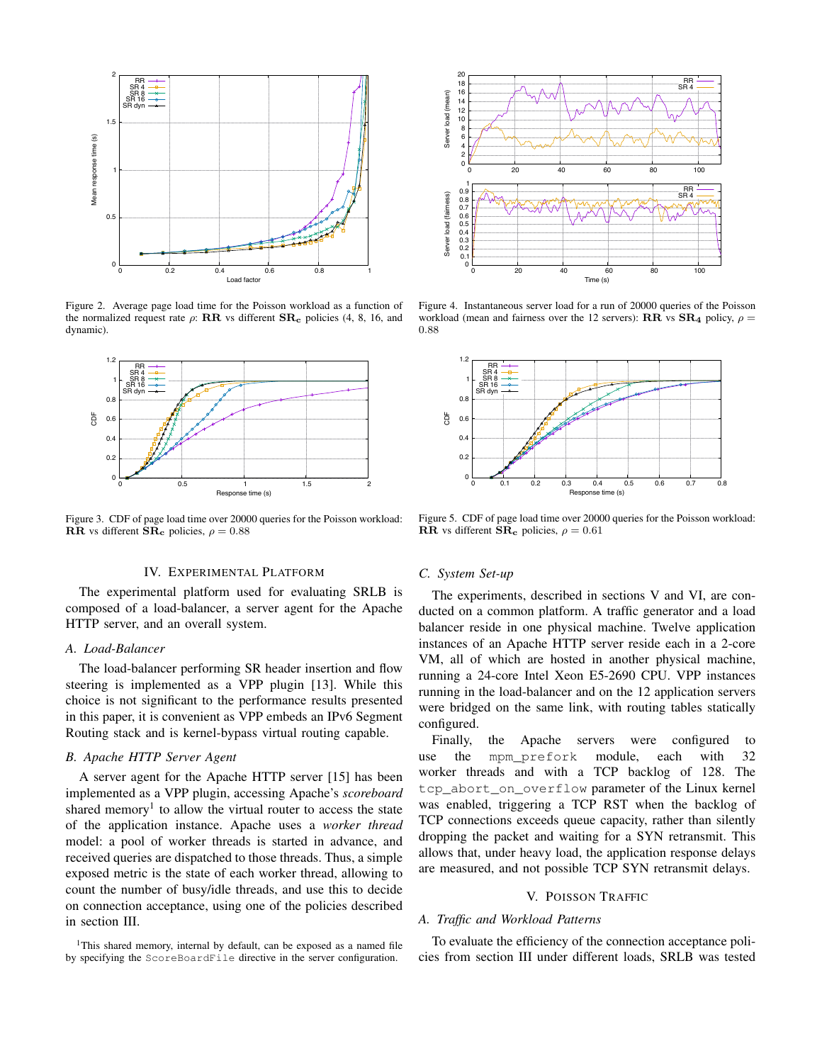Figure 2. Average page load time for the Poisson workload as a function of the normalized request rate $\rho$: $\mathbf{RR}$ vs different $\mathbf{SR_c}$ policies (4, 8, 16, and dynamic).

Figure 3. CDF of page load time over 20000 queries for the Poisson workload: $\mathbf{RR}$ vs different $\mathbf{SR_c}$ policies, $\rho = 0.88$

Figure 4. Instantaneous server load for a run of 20000 queries of the Poisson workload (mean and fairness over the 12 servers): $\mathbf{RR}$ vs $\mathbf{SR_4}$ policy, $\rho = 0.88$

Figure 5. CDF of page load time over 20000 queries for the Poisson workload: $\mathbf{RR}$ vs different $\mathbf{SR_c}$ policies, $\rho = 0.61$

## IV. Experimental Platform

The experimental platform used for evaluating SRLB is composed of a load-balancer, a server agent for the Apache HTTP server, and an overall system.

### A. Load-Balancer

The load-balancer performing SR header insertion and flow steering is implemented as a VPP plugin [13]. While this choice is not significant to the performance results presented in this paper, it is convenient as VPP embeds an IPv6 Segment Routing stack and is kernel-bypass virtual routing capable.

### B. Apache HTTP Server Agent

A server agent for the Apache HTTP server [15] has been implemented as a VPP plugin, accessing Apache's *scoreboard* shared memory[1] to allow the virtual router to access the state of the application instance. Apache uses a *worker thread* model: a pool of worker threads is started in advance, and received queries are dispatched to those threads. Thus, a simple exposed metric is the state of each worker thread, allowing to count the number of busy/idle threads, and use this to decide on connection acceptance, using one of the policies described in section III.

[1]This shared memory, internal by default, can be exposed as a named file by specifying the `ScoreBoardFile` directive in the server configuration.

### C. System Set-up

The experiments, described in sections V and VI, are conducted on a common platform. A traffic generator and a load balancer reside in one physical machine. Twelve application instances of an Apache HTTP server reside each in a 2-core VM, all of which are hosted in another physical machine, running a 24-core Intel Xeon E5-2690 CPU. VPP instances running in the load-balancer and on the 12 application servers were bridged on the same link, with routing tables statically configured.

Finally, the Apache servers were configured to use the `mpm_prefork` module, each with 32 worker threads and with a TCP backlog of 128. The `tcp_abort_on_overflow` parameter of the Linux kernel was enabled, triggering a TCP RST when the backlog of TCP connections exceeds queue capacity, rather than silently dropping the packet and waiting for a SYN retransmit. This allows that, under heavy load, the application response delays are measured, and not possible TCP SYN retransmit delays.

## V. Poisson Traffic

### A. Traffic and Workload Patterns

To evaluate the efficiency of the connection acceptance policies from section III under different loads, SRLB was tested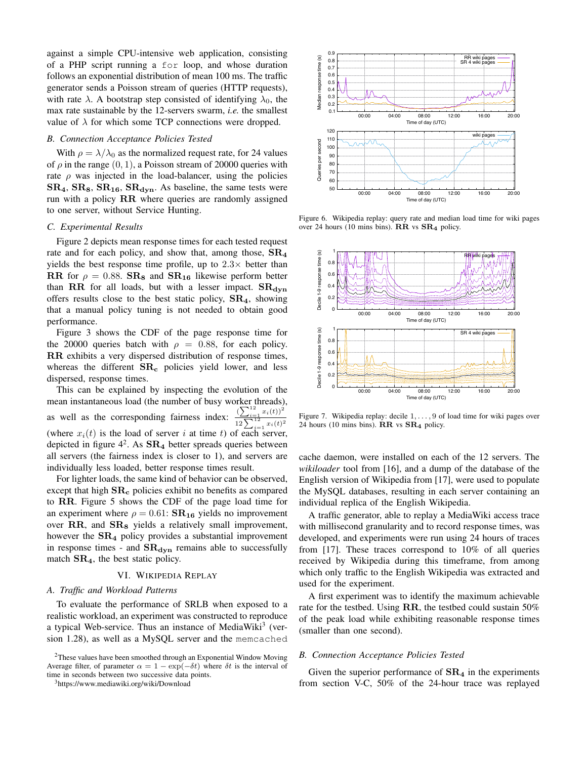against a simple CPU-intensive web application, consisting of a PHP script running a `for` loop, and whose duration follows an exponential distribution of mean 100 ms. The traffic generator sends a Poisson stream of queries (HTTP requests), with rate $\lambda$. A bootstrap step consisted of identifying $\lambda_0$, the max rate sustainable by the 12-servers swarm, *i.e.* the smallest value of $\lambda$ for which some TCP connections were dropped.

### B. Connection Acceptance Policies Tested

With $\rho = \lambda/\lambda_0$ as the normalized request rate, for 24 values of $\rho$ in the range $(0, 1)$, a Poisson stream of 20000 queries with rate $\rho$ was injected in the load-balancer, using the policies $\mathbf{SR_4}$, $\mathbf{SR_8}$, $\mathbf{SR_{16}}$, $\mathbf{SR_{dyn}}$. As baseline, the same tests were run with a policy **RR** where queries are randomly assigned to one server, without Service Hunting.

### C. Experimental Results

Figure 2 depicts mean response times for each tested request rate and for each policy, and show that, among those, $\mathbf{SR_4}$ yields the best response time profile, up to $2.3\times$ better than **RR** for $\rho = 0.88$. $\mathbf{SR_8}$ and $\mathbf{SR_{16}}$ likewise perform better than **RR** for all loads, but with a lesser impact. $\mathbf{SR_{dyn}}$ offers results close to the best static policy, $\mathbf{SR_4}$, showing that a manual policy tuning is not needed to obtain good performance.

Figure 3 shows the CDF of the page response time for the 20000 queries batch with $\rho = 0.88$, for each policy. **RR** exhibits a very dispersed distribution of response times, whereas the different $\mathbf{SR_c}$ policies yield lower, and less dispersed, response times.

This can be explained by inspecting the evolution of the mean instantaneous load (the number of busy worker threads), as well as the corresponding fairness index: $\frac{(\sum_{i=1}^{12} x_i(t))^2}{12 \sum_{i=1}^{12} x_i(t)^2}$ (where $x_i(t)$ is the load of server $i$ at time $t$) of each server, depicted in figure 4[2]. As $\mathbf{SR_4}$ better spreads queries between all servers (the fairness index is closer to 1), and servers are individually less loaded, better response times result.

For lighter loads, the same kind of behavior can be observed, except that high $\mathbf{SR_c}$ policies exhibit no benefits as compared to **RR**. Figure 5 shows the CDF of the page load time for an experiment where $\rho = 0.61$: $\mathbf{SR_{16}}$ yields no improvement over **RR**, and $\mathbf{SR_8}$ yields a relatively small improvement, however the $\mathbf{SR_4}$ policy provides a substantial improvement in response times - and $\mathbf{SR_{dyn}}$ remains able to successfully match $\mathbf{SR_4}$, the best static policy.

## VI. Wikipedia Replay

### A. Traffic and Workload Patterns

To evaluate the performance of SRLB when exposed to a realistic workload, an experiment was constructed to reproduce a typical Web-service. Thus an instance of MediaWiki[3] (version 1.28), as well as a MySQL server and the `memcached` cache daemon, were installed on each of the 12 servers. The *wikiloader* tool from [16], and a dump of the database of the English version of Wikipedia from [17], were used to populate the MySQL databases, resulting in each server containing an individual replica of the English Wikipedia.

A traffic generator, able to replay a MediaWiki access trace with millisecond granularity and to record response times, was developed, and experiments were run using 24 hours of traces from [17]. These traces correspond to 10% of all queries received by Wikipedia during this timeframe, from among which only traffic to the English Wikipedia was extracted and used for the experiment.

A first experiment was to identify the maximum achievable rate for the testbed. Using **RR**, the testbed could sustain 50% of the peak load while exhibiting reasonable response times (smaller than one second).

### B. Connection Acceptance Policies Tested

Given the superior performance of $\mathbf{SR_4}$ in the experiments from section V-C, 50% of the 24-hour trace was replayed

Figure 6. Wikipedia replay: query rate and median load time for wiki pages over 24 hours (10 mins bins). **RR** vs $\mathbf{SR_4}$ policy.

Figure 7. Wikipedia replay: decile $1, \ldots, 9$ of load time for wiki pages over 24 hours (10 mins bins). **RR** vs $\mathbf{SR_4}$ policy.

[2] These values have been smoothed through an Exponential Window Moving Average filter, of parameter $\alpha = 1 - \exp(-\delta t)$ where $\delta t$ is the interval of time in seconds between two successive data points.

[3] https://www.mediawiki.org/wiki/Download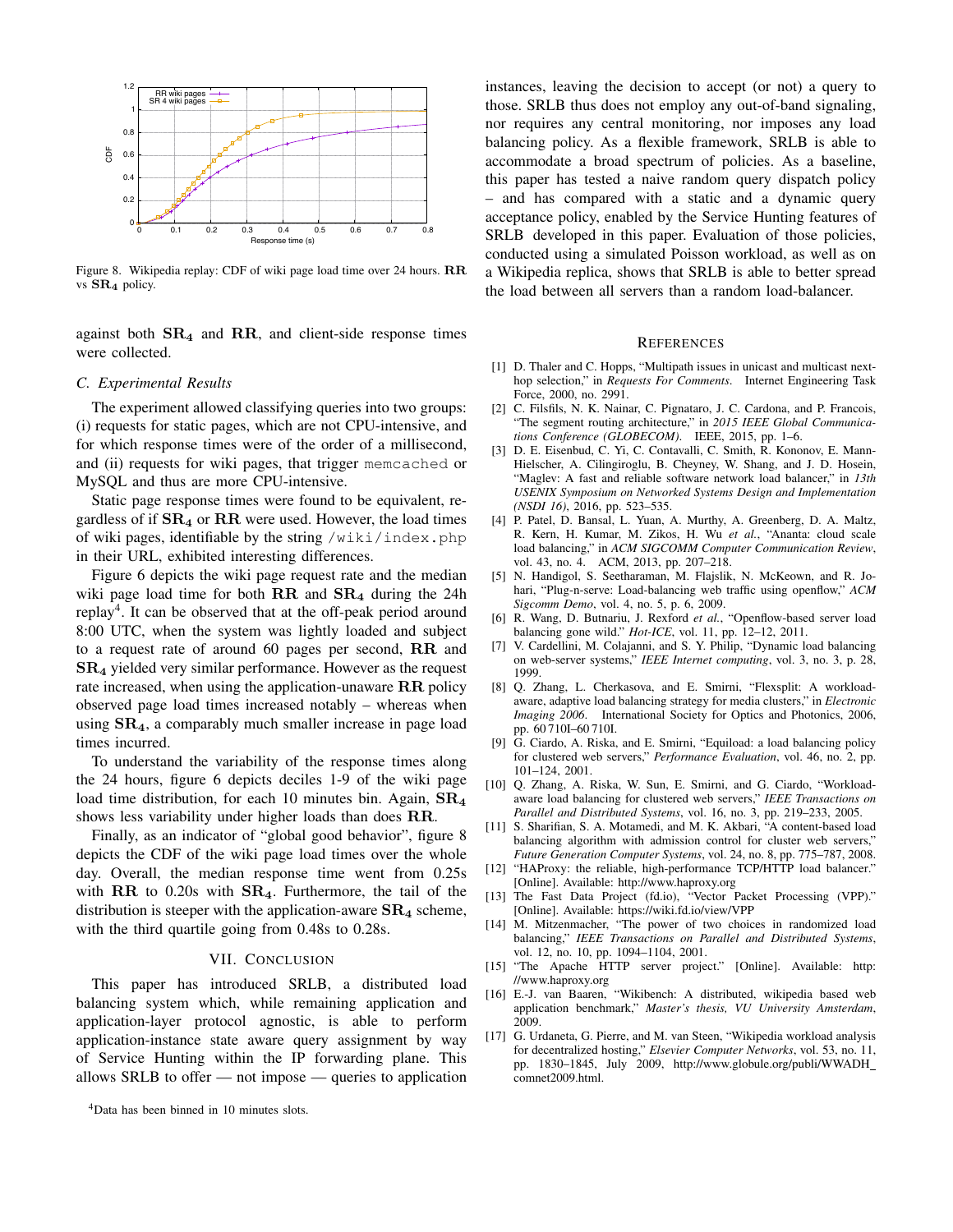1.2
RR wiki pages
SR 4 wiki pages
1
0.8
0.6
CDF
0.4
0.2
0
0 0.1 0.2 0.3 0.4 0.5 0.6 0.7 0.8
Response time (s)

Figure 8. Wikipedia replay: CDF of wiki page load time over 24 hours. $\mathbf{RR}$ vs $\mathbf{SR_4}$ policy.

against both $\mathbf{SR_4}$ and $\mathbf{RR}$, and client-side response times were collected.

### C. Experimental Results

The experiment allowed classifying queries into two groups: (i) requests for static pages, which are not CPU-intensive, and for which response times were of the order of a millisecond, and (ii) requests for wiki pages, that trigger `memcached` or MySQL and thus are more CPU-intensive.

Static page response times were found to be equivalent, regardless of if $\mathbf{SR_4}$ or $\mathbf{RR}$ were used. However, the load times of wiki pages, identifiable by the string `/wiki/index.php` in their URL, exhibited interesting differences.

Figure 6 depicts the wiki page request rate and the median wiki page load time for both $\mathbf{RR}$ and $\mathbf{SR_4}$ during the 24h replay[4]. It can be observed that at the off-peak period around 8:00 UTC, when the system was lightly loaded and subject to a request rate of around 60 pages per second, $\mathbf{RR}$ and $\mathbf{SR_4}$ yielded very similar performance. However as the request rate increased, when using the application-unaware $\mathbf{RR}$ policy observed page load times increased notably – whereas when using $\mathbf{SR_4}$, a comparably much smaller increase in page load times incurred.

To understand the variability of the response times along the 24 hours, figure 6 depicts deciles 1-9 of the wiki page load time distribution, for each 10 minutes bin. Again, $\mathbf{SR_4}$ shows less variability under higher loads than does $\mathbf{RR}$.

Finally, as an indicator of "global good behavior", figure 8 depicts the CDF of the wiki page load times over the whole day. Overall, the median response time went from 0.25s with $\mathbf{RR}$ to 0.20s with $\mathbf{SR_4}$. Furthermore, the tail of the distribution is steeper with the application-aware $\mathbf{SR_4}$ scheme, with the third quartile going from 0.48s to 0.28s.

## VII. Conclusion

This paper has introduced SRLB, a distributed load balancing system which, while remaining application and application-layer protocol agnostic, is able to perform application-instance state aware query assignment by way of Service Hunting within the IP forwarding plane. This allows SRLB to offer — not impose — queries to application instances, leaving the decision to accept (or not) a query to those. SRLB thus does not employ any out-of-band signaling, nor requires any central monitoring, nor imposes any load balancing policy. As a flexible framework, SRLB is able to accommodate a broad spectrum of policies. As a baseline, this paper has tested a naive random query dispatch policy – and has compared with a static and a dynamic query acceptance policy, enabled by the Service Hunting features of SRLB developed in this paper. Evaluation of those policies, conducted using a simulated Poisson workload, as well as on a Wikipedia replica, shows that SRLB is able to better spread the load between all servers than a random load-balancer.

[4]Data has been binned in 10 minutes slots.

## References

[1] D. Thaler and C. Hopps, "Multipath issues in unicast and multicast next-hop selection," in *Requests For Comments*. Internet Engineering Task Force, 2000, no. 2991.

[2] C. Filsfils, N. K. Nainar, C. Pignataro, J. C. Cardona, and P. Francois, "The segment routing architecture," in *2015 IEEE Global Communications Conference (GLOBECOM)*. IEEE, 2015, pp. 1–6.

[3] D. E. Eisenbud, C. Yi, C. Contavalli, C. Smith, R. Kononov, E. Mann-Hielscher, A. Cilingiroglu, B. Cheyney, W. Shang, and J. D. Hosein, "Maglev: A fast and reliable software network load balancer," in *13th USENIX Symposium on Networked Systems Design and Implementation (NSDI 16)*, 2016, pp. 523–535.

[4] P. Patel, D. Bansal, L. Yuan, A. Murthy, A. Greenberg, D. A. Maltz, R. Kern, H. Kumar, M. Zikos, H. Wu *et al.*, "Ananta: cloud scale load balancing," in *ACM SIGCOMM Computer Communication Review*, vol. 43, no. 4. ACM, 2013, pp. 207–218.

[5] N. Handigol, S. Seetharaman, M. Flajslik, N. McKeown, and R. Johari, "Plug-n-serve: Load-balancing web traffic using openflow," *ACM Sigcomm Demo*, vol. 4, no. 5, p. 6, 2009.

[6] R. Wang, D. Butnariu, J. Rexford *et al.*, "Openflow-based server load balancing gone wild." *Hot-ICE*, vol. 11, pp. 12–12, 2011.

[7] V. Cardellini, M. Colajanni, and S. Y. Philip, "Dynamic load balancing on web-server systems," *IEEE Internet computing*, vol. 3, no. 3, p. 28, 1999.

[8] Q. Zhang, L. Cherkasova, and E. Smirni, "Flexsplit: A workload-aware, adaptive load balancing strategy for media clusters," in *Electronic Imaging 2006*. International Society for Optics and Photonics, 2006, pp. 60 710I–60 710I.

[9] G. Ciardo, A. Riska, and E. Smirni, "Equiload: a load balancing policy for clustered web servers," *Performance Evaluation*, vol. 46, no. 2, pp. 101–124, 2001.

[10] Q. Zhang, A. Riska, W. Sun, E. Smirni, and G. Ciardo, "Workload-aware load balancing for clustered web servers," *IEEE Transactions on Parallel and Distributed Systems*, vol. 16, no. 3, pp. 219–233, 2005.

[11] S. Sharifian, S. A. Motamedi, and M. K. Akbari, "A content-based load balancing algorithm with admission control for cluster web servers," *Future Generation Computer Systems*, vol. 24, no. 8, pp. 775–787, 2008.

[12] "HAProxy: the reliable, high-performance TCP/HTTP load balancer." [Online]. Available: http://www.haproxy.org

[13] The Fast Data Project (fd.io), "Vector Packet Processing (VPP)." [Online]. Available: https://wiki.fd.io/view/VPP

[14] M. Mitzenmacher, "The power of two choices in randomized load balancing," *IEEE Transactions on Parallel and Distributed Systems*, vol. 12, no. 10, pp. 1094–1104, 2001.

[15] "The Apache HTTP server project." [Online]. Available: http://www.haproxy.org

[16] E.-J. van Baaren, "Wikibench: A distributed, wikipedia based web application benchmark," *Master's thesis, VU University Amsterdam*, 2009.

[17] G. Urdaneta, G. Pierre, and M. van Steen, "Wikipedia workload analysis for decentralized hosting," *Elsevier Computer Networks*, vol. 53, no. 11, pp. 1830–1845, July 2009, http://www.globule.org/publi/WWADH_comnet2009.html.